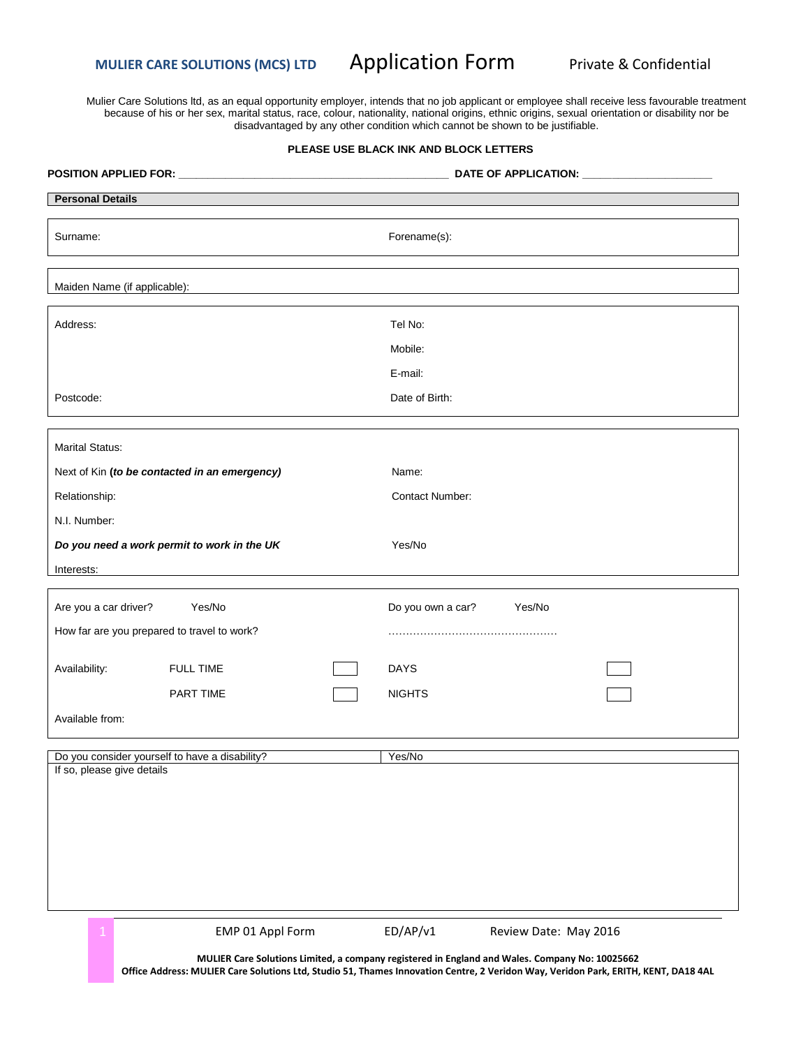**MULIER CARE SOLUTIONS (MCS) LTD**

# Application Form

Private & Confidential

Mulier Care Solutions ltd, as an equal opportunity employer, intends that no job applicant or employee shall receive less favourable treatment because of his or her sex, marital status, race, colour, nationality, national origins, ethnic origins, sexual orientation or disability nor be disadvantaged by any other condition which cannot be shown to be justifiable.

**PLEASE USE BLACK INK AND BLOCK LETTERS**

**POSITION APPLIED FOR:** ____________________________________________ **DATE OF APPLICATION:** _____________________

## Personal Details

| Surname: | Forename(s): |
|---|---|

Maiden Name (if applicable):

| | |
|---|---|
| Address: | Tel No: |
| | Mobile: |
| | E-mail: |
| Postcode: | Date of Birth: |

| | |
|---|---|
| Marital Status: | |
| Next of Kin **(*to be contacted in an emergency)*** | Name: |
| Relationship: | Contact Number: |
| N.I. Number: | |
| ***Do you need a work permit to work in the UK*** | Yes/No |
| Interests: | |

| | | | | |
|---|---|---|---|---|
| Are you a car driver? | Yes/No | | Do you own a car? Yes/No | |
| How far are you prepared to travel to work? | | | ………………………………………… | |
| Availability: | FULL TIME | ☐ | DAYS | ☐ |
| | PART TIME | ☐ | NIGHTS | ☐ |
| Available from: | | | | |

| Do you consider yourself to have a disability? | Yes/No |
|---|---|

If so, please give details

EMP 01 Appl Form ED/AP/v1 Review Date: May 2016

**MULIER Care Solutions Limited, a company registered in England and Wales. Company No: 10025662**
**Office Address: MULIER Care Solutions Ltd, Studio 51, Thames Innovation Centre, 2 Veridon Way, Veridon Park, ERITH, KENT, DA18 4AL**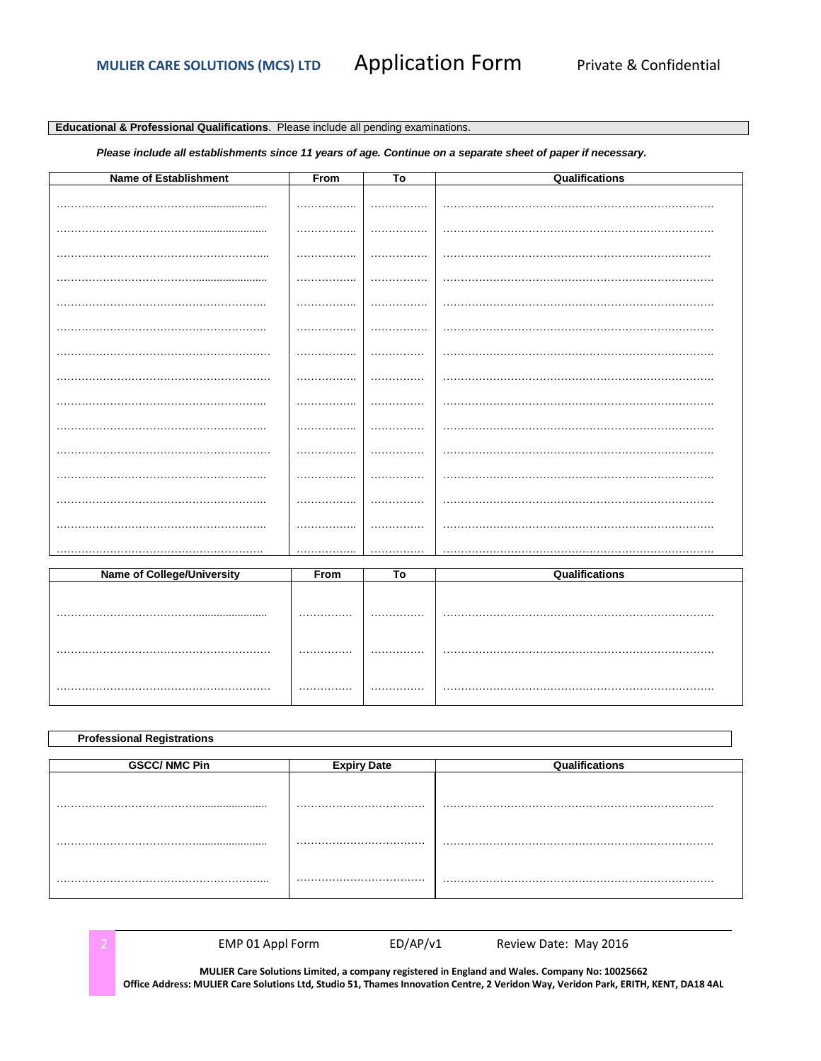**Educational & Professional Qualifications**. Please include all pending examinations.

***Please include all establishments since 11 years of age. Continue on a separate sheet of paper if necessary.***

| Name of Establishment | From | To | Qualifications |
|---|---|---|---|
| ……………………………………… | ………… | ………… | ……………………………………………………… |
| ……………………………………… | ………… | ………… | ……………………………………………………… |
| ……………………………………… | ………… | ………… | ……………………………………………………… |
| ……………………………………… | ………… | ………… | ……………………………………………………… |
| ……………………………………… | ………… | ………… | ……………………………………………………… |
| ……………………………………… | ………… | ………… | ……………………………………………………… |
| ……………………………………… | ………… | ………… | ……………………………………………………… |
| ……………………………………… | ………… | ………… | ……………………………………………………… |
| ……………………………………… | ………… | ………… | ……………………………………………………… |
| ……………………………………… | ………… | ………… | ……………………………………………………… |
| ……………………………………… | ………… | ………… | ……………………………………………………… |
| ……………………………………… | ………… | ………… | ……………………………………………………… |
| ……………………………………… | ………… | ………… | ……………………………………………………… |
| ……………………………………… | ………… | ………… | ……………………………………………………… |
| ……………………………………… | ………… | ………… | ……………………………………………………… |

| Name of College/University | From | To | Qualifications |
|---|---|---|---|
| ……………………………………… | ………… | ………… | ……………………………………………………… |
| ……………………………………… | ………… | ………… | ……………………………………………………… |
| ……………………………………… | ………… | ………… | ……………………………………………………… |

**Professional Registrations**

| GSCC/ NMC Pin | Expiry Date | Qualifications |
|---|---|---|
| ……………………………………… | …………………… | ……………………………………………………… |
| ……………………………………… | …………………… | ……………………………………………………… |
| ……………………………………… | …………………… | ……………………………………………………… |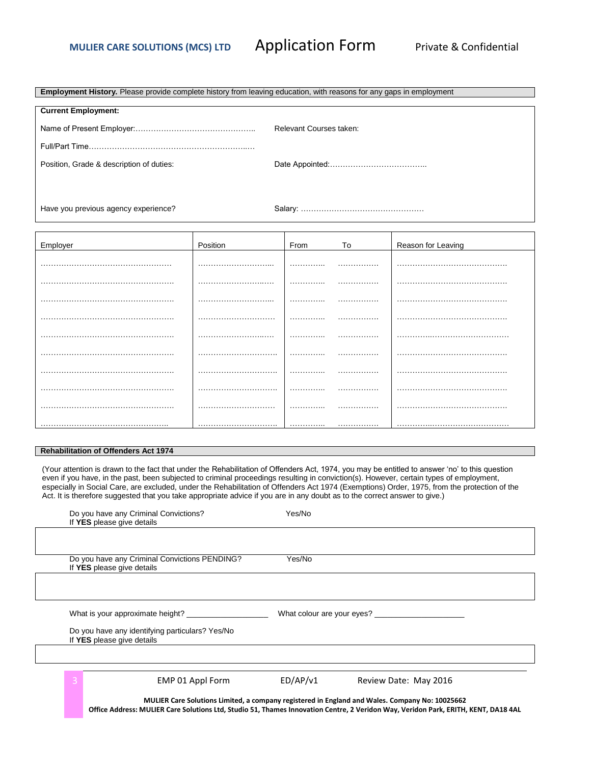**MULIER CARE SOLUTIONS (MCS) LTD** Application Form Private & Confidential

**Employment History.** Please provide complete history from leaving education, with reasons for any gaps in employment

**Current Employment:**

Name of Present Employer:………………………………………..

Full/Part Time……………………………………………………..…

Position, Grade & description of duties:

Relevant Courses taken:

Date Appointed:………………………………..

Have you previous agency experience?

Salary: …………………………………………

| Employer | Position | From | To | Reason for Leaving |
|---|---|---|---|---|
| …………………………………………… | ………………………... | ………….. | ……………. | …………………………………… |
| …………………………………………… | ………………………… | ………….. | ……………. | …………………………………… |
| …………………………………………… | ………………………... | ………….. | ……………. | …………………………………… |
| …………………………………………… | ………………………… | ………….. | ……………. | …………………………………… |
| …………………………………………… | ………………………… | ………….. | ……………. | …………………………………… |
| …………………………………………… | ………………………….. | ………….. | ……………. | …………………………………… |
| …………………………………………… | ………………………….. | ………….. | ……………. | …………………………………… |
| …………………………………………… | ………………………….. | ………….. | ……………. | …………………………………… |
| …………………………………………… | ………………………… | ………….. | ……………. | …………………………………… |
| ………………………………………….. | ………………………….. | ………….. | ……………. | …………………………………… |

**Rehabilitation of Offenders Act 1974**

(Your attention is drawn to the fact that under the Rehabilitation of Offenders Act, 1974, you may be entitled to answer 'no' to this question even if you have, in the past, been subjected to criminal proceedings resulting in conviction(s). However, certain types of employment, especially in Social Care, are excluded, under the Rehabilitation of Offenders Act 1974 (Exemptions) Order, 1975, from the protection of the Act. It is therefore suggested that you take appropriate advice if you are in any doubt as to the correct answer to give.)

Do you have any Criminal Convictions? Yes/No
If **YES** please give details

Do you have any Criminal Convictions PENDING? Yes/No
If **YES** please give details

What is your approximate height? __________________ What colour are your eyes? ____________________

Do you have any identifying particulars? Yes/No
If **YES** please give details

EMP 01 Appl Form ED/AP/v1 Review Date: May 2016

**MULIER Care Solutions Limited, a company registered in England and Wales. Company No: 10025662**
**Office Address: MULIER Care Solutions Ltd, Studio 51, Thames Innovation Centre, 2 Veridon Way, Veridon Park, ERITH, KENT, DA18 4AL**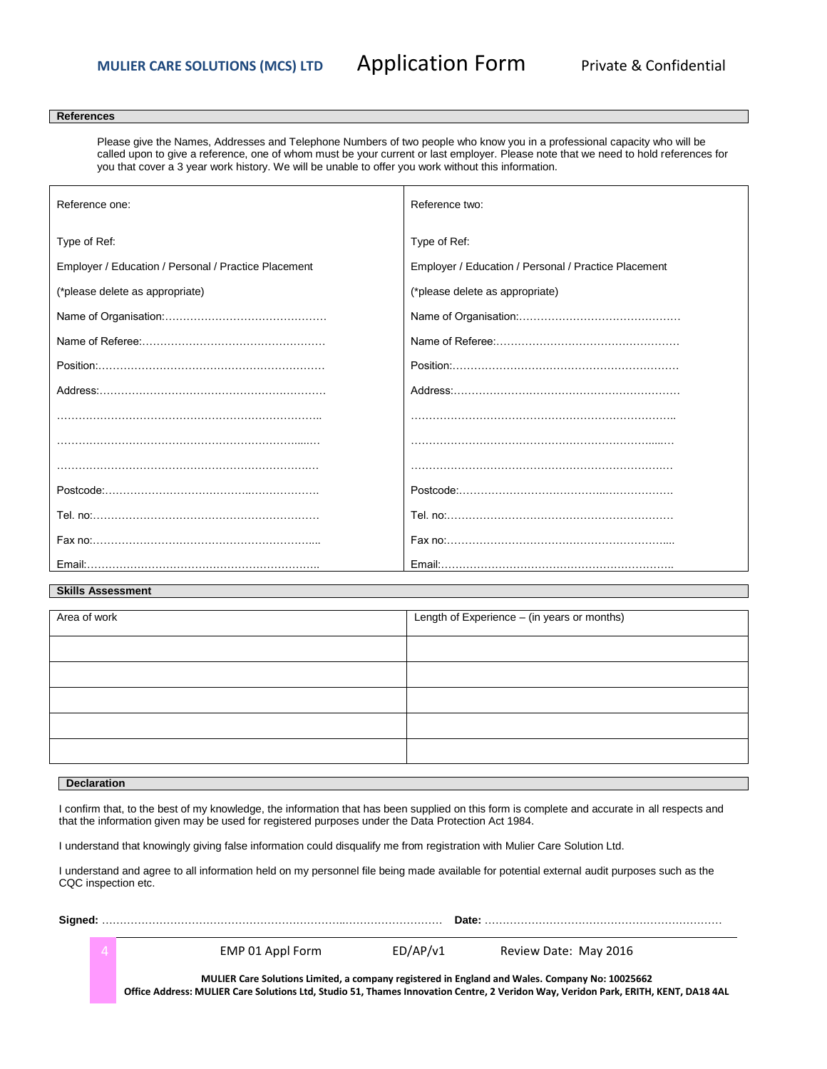**MULIER CARE SOLUTIONS (MCS) LTD** Application Form Private & Confidential

## References

Please give the Names, Addresses and Telephone Numbers of two people who know you in a professional capacity who will be called upon to give a reference, one of whom must be your current or last employer. Please note that we need to hold references for you that cover a 3 year work history. We will be unable to offer you work without this information.

| Reference one: | Reference two: |
|---|---|
| Type of Ref: | Type of Ref: |
| Employer / Education / Personal / Practice Placement | Employer / Education / Personal / Practice Placement |
| (*please delete as appropriate) | (*please delete as appropriate) |
| Name of Organisation:……………………………………… | Name of Organisation:……………………………………… |
| Name of Referee:…………………………………………… | Name of Referee:…………………………………………… |
| Position:……………………………………………………… | Position:……………………………………………………… |
| Address:……………………………………………………… | Address:……………………………………………………… |
| ……………………………………………………………….. | ……………………………………………………………….. |
| ……………………………………………………………….. | ……………………………………………………………….. |
| ……………………………………………………………….. | ……………………………………………………………….. |
| Postcode:…………………………………………………… | Postcode:…………………………………………………… |
| Tel. no:……………………………………………………… | Tel. no:……………………………………………………… |
| Fax no:……………………………………………………... | Fax no:……………………………………………………... |
| Email:……………………………………………………….. | Email:……………………………………………………….. |

## Skills Assessment

| Area of work | Length of Experience – (in years or months) |
|---|---|
| | |
| | |
| | |
| | |
| | |

## Declaration

I confirm that, to the best of my knowledge, the information that has been supplied on this form is complete and accurate in all respects and that the information given may be used for registered purposes under the Data Protection Act 1984.

I understand that knowingly giving false information could disqualify me from registration with Mulier Care Solution Ltd.

I understand and agree to all information held on my personnel file being made available for potential external audit purposes such as the CQC inspection etc.

**Signed:** ………………………………………………………………………………… **Date:** …………………………………………………………

EMP 01 Appl Form ED/AP/v1 Review Date: May 2016

**MULIER Care Solutions Limited, a company registered in England and Wales. Company No: 10025662**
**Office Address: MULIER Care Solutions Ltd, Studio 51, Thames Innovation Centre, 2 Veridon Way, Veridon Park, ERITH, KENT, DA18 4AL**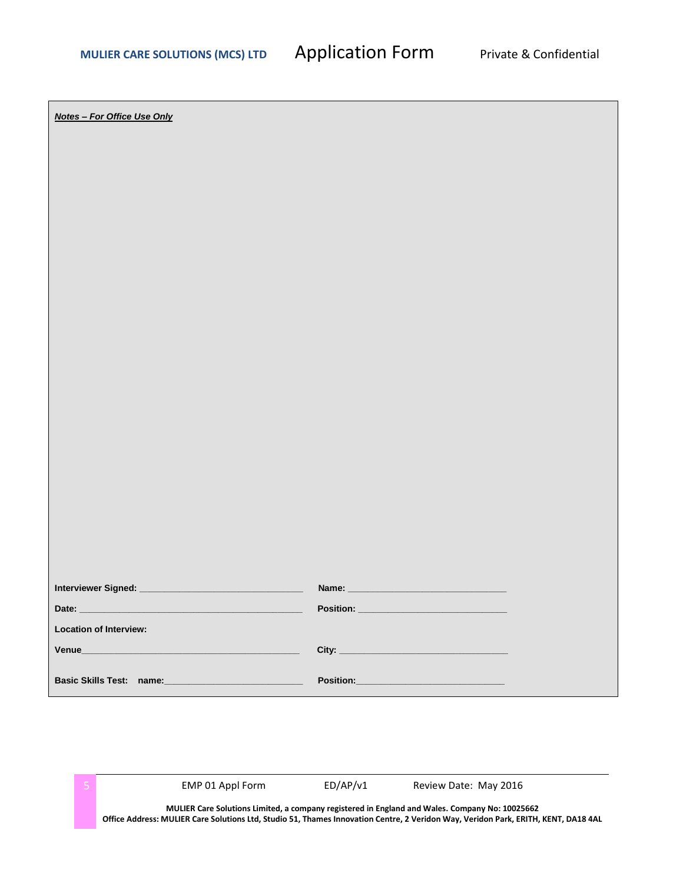***Notes – For Office Use Only***

**Interviewer Signed:** ________________________________ **Name:** ______________________________

**Date:** _____________________________________________ **Position:** ____________________________

**Location of Interview:**

**Venue**____________________________________________ **City:** _________________________________

**Basic Skills Test: name:**___________________________ **Position:**____________________________

EMP 01 Appl Form ED/AP/v1 Review Date: May 2016

**MULIER Care Solutions Limited, a company registered in England and Wales. Company No: 10025662**
**Office Address: MULIER Care Solutions Ltd, Studio 51, Thames Innovation Centre, 2 Veridon Way, Veridon Park, ERITH, KENT, DA18 4AL**